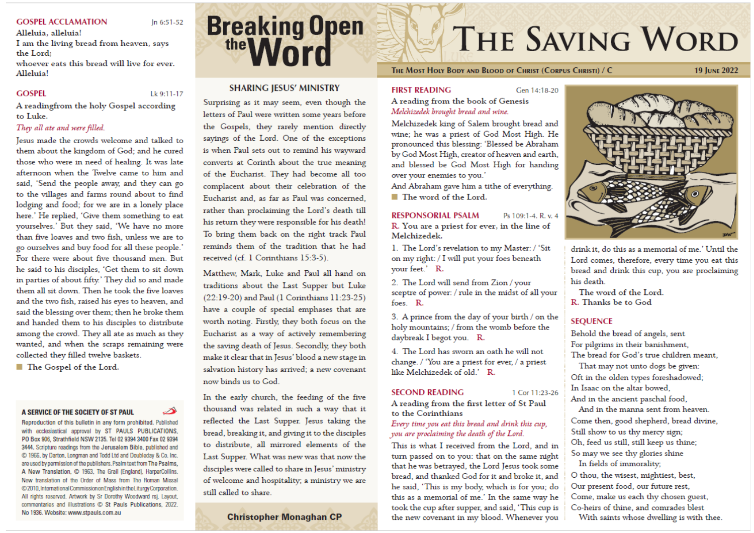# THE SAVING WORD

THE MOST HOLY BODY AND BLOOD OF CHRIST (CORPUS CHRISTI) / C — 19 JUNE 2022

## FIRST READING

Gen 14:18-20

A reading from the book of Genesis

*Melchizedek brought bread and wine.*

Melchizedek king of Salem brought bread and wine; he was a priest of God Most High. He pronounced this blessing: 'Blessed be Abraham by God Most High, creator of heaven and earth, and blessed be God Most High for handing over your enemies to you.'

And Abraham gave him a tithe of everything.

The word of the Lord.

## RESPONSORIAL PSALM

Ps 109:1-4. R. v. 4

R. You are a priest for ever, in the line of Melchizedek.

1. The Lord's revelation to my Master: / 'Sit on my right: / I will put your foes beneath your feet.' R.

2. The Lord will send from Zion / your sceptre of power: / rule in the midst of all your foes. R.

3. A prince from the day of your birth / on the holy mountains; / from the womb before the daybreak I begot you. R.

4. The Lord has sworn an oath he will not change. / 'You are a priest for ever, / a priest like Melchizedek of old.' R.

## SECOND READING

1 Cor 11:23-26

A reading from the first letter of St Paul to the Corinthians

*Every time you eat this bread and drink this cup, you are proclaiming the death of the Lord.*

This is what I received from the Lord, and in turn passed on to you: that on the same night that he was betrayed, the Lord Jesus took some bread, and thanked God for it and broke it, and he said, 'This is my body, which is for you; do this as a memorial of me.' In the same way he took the cup after supper, and said, 'This cup is the new covenant in my blood. Whenever you drink it, do this as a memorial of me.' Until the Lord comes, therefore, every time you eat this bread and drink this cup, you are proclaiming his death.

The word of the Lord.

R. Thanks be to God

## SEQUENCE

Behold the bread of angels, sent
For pilgrims in their banishment,
The bread for God's true children meant,
That may not unto dogs be given:
Oft in the olden types foreshadowed;
In Isaac on the altar bowed,
And in the ancient paschal food,
And in the manna sent from heaven.
Come then, good shepherd, bread divine,
Still show to us thy mercy sign;
Oh, feed us still, still keep us thine;
So may we see thy glories shine
In fields of immortality;
O thou, the wisest, mightiest, best,
Our present food, our future rest,
Come, make us each thy chosen guest,
Co-heirs of thine, and comrades blest
With saints whose dwelling is with thee.

## GOSPEL ACCLAMATION

Jn 6:51-52

Alleluia, alleluia!
I am the living bread from heaven, says the Lord;
whoever eats this bread will live for ever.
Alleluia!

## GOSPEL

Lk 9:11-17

A readingfrom the holy Gospel according to Luke.

*They all ate and were filled.*

Jesus made the crowds welcome and talked to them about the kingdom of God; and he cured those who were in need of healing. It was late afternoon when the Twelve came to him and said, 'Send the people away, and they can go to the villages and farms round about to find lodging and food; for we are in a lonely place here.' He replied, 'Give them something to eat yourselves.' But they said, 'We have no more than five loaves and two fish, unless we are to go ourselves and buy food for all these people.' For there were about five thousand men. But he said to his disciples, 'Get them to sit down in parties of about fifty.' They did so and made them all sit down. Then he took the five loaves and the two fish, raised his eyes to heaven, and said the blessing over them; then he broke them and handed them to his disciples to distribute among the crowd. They all ate as much as they wanted, and when the scraps remaining were collected they filled twelve baskets.

The Gospel of the Lord.

**A SERVICE OF THE SOCIETY OF ST PAUL**

Reproduction of this bulletin in any form prohibited. Published with ecclesiastical approval by ST PAULS PUBLICATIONS, PO Box 906, Strathfield NSW 2135. Tel 02 9394 3400 Fax 02 9394 3444. Scripture readings from the Jerusalem Bible, published and © 1966, by Darton, Longman and Todd Ltd and Doubleday & Co. Inc. are used by permission of the publishers. Psalm text from The Psalms, A New Translation, © 1963, The Grail (England), HarperCollins. New translation of the Order of Mass from The Roman Missal ©2010, International Commission on English in the Liturgy Corporation. All rights reserved. Artwork by Sr Dorothy Woodward rsj. Layout, commentaries and illustrations © St Pauls Publications, 2022. No 1936. Website: www.stpauls.com.au

# Breaking Open the Word

## SHARING JESUS' MINISTRY

Surprising as it may seem, even though the letters of Paul were written some years before the Gospels, they rarely mention directly sayings of the Lord. One of the exceptions is when Paul sets out to remind his wayward converts at Corinth about the true meaning of the Eucharist. They had become all too complacent about their celebration of the Eucharist and, as far as Paul was concerned, rather than proclaiming the Lord's death till his return they were responsible for his death! To bring them back on the right track Paul reminds them of the tradition that he had received (cf. 1 Corinthians 15:3-5).

Matthew, Mark, Luke and Paul all hand on traditions about the Last Supper but Luke (22:19-20) and Paul (1 Corinthians 11:23-25) have a couple of special emphases that are worth noting. Firstly, they both focus on the Eucharist as a way of actively remembering the saving death of Jesus. Secondly, they both make it clear that in Jesus' blood a new stage in salvation history has arrived; a new covenant now binds us to God.

In the early church, the feeding of the five thousand was related in such a way that it reflected the Last Supper. Jesus taking the bread, breaking it, and giving it to the disciples to distribute, all mirrored elements of the Last Supper. What was new was that now the disciples were called to share in Jesus' ministry of welcome and hospitality; a ministry we are still called to share.

**Christopher Monaghan CP**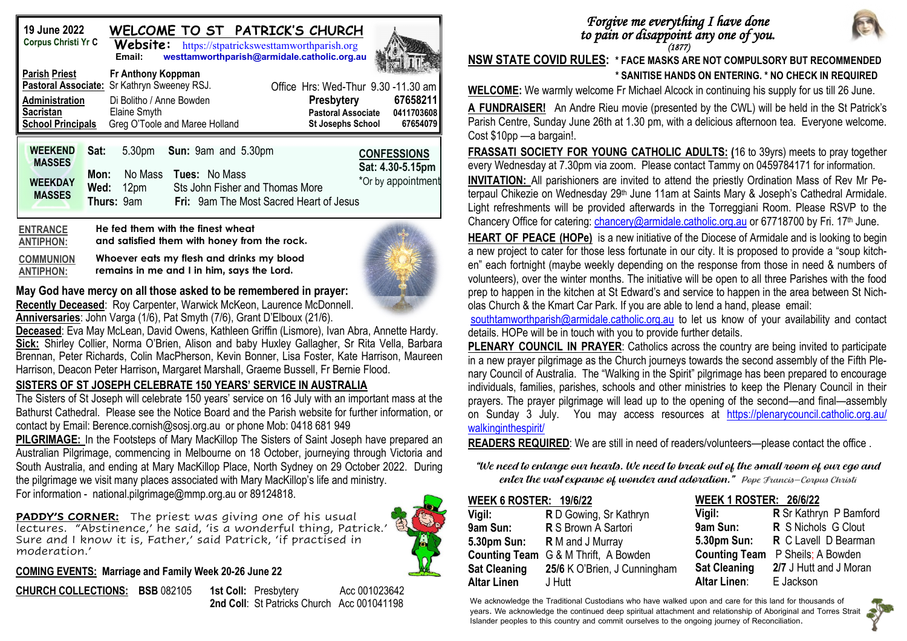**19 June 2022**
**Corpus Christi Yr C**

# WELCOME TO ST PATRICK'S CHURCH

**Website:** https://stpatrickswesttamworthparish.org
**Email:** westtamworthparish@armidale.catholic.org.au

| | | | |
|---|---|---|---|
| **Parish Priest** | **Fr Anthony Koppman** | | |
| **Pastoral Associate:** | Sr Kathryn Sweeney RSJ. | Office Hrs: Wed-Thur 9.30 -11.30 am | |
| **Administration** | Di Bolitho / Anne Bowden | **Presbytery** | **67658211** |
| **Sacristan** | Elaine Smyth | **Pastoral Associate** | **0411703608** |
| **School Principals** | Greg O'Toole and Maree Holland | **St Josephs School** | **67654079** |

**WEEKEND MASSES** — **Sat:** 5.30pm **Sun:** 9am and 5.30pm

**WEEKDAY MASSES** — **Mon:** No Mass **Tues:** No Mass
**Wed:** 12pm Sts John Fisher and Thomas More
**Thurs:** 9am **Fri:** 9am The Most Sacred Heart of Jesus

**CONFESSIONS**
**Sat: 4.30-5.15pm**
*Or by appointment

**ENTRANCE ANTIPHON:** **He fed them with the finest wheat and satisfied them with honey from the rock.**

**COMMUNION ANTIPHON:** **Whoever eats my flesh and drinks my blood remains in me and I in him, says the Lord.**

**May God have mercy on all those asked to be remembered in prayer:**
**Recently Deceased**: Roy Carpenter, Warwick McKeon, Laurence McDonnell.
**Anniversaries**: John Varga (1/6), Pat Smyth (7/6), Grant D'Elboux (21/6).
**Deceased**: Eva May McLean, David Owens, Kathleen Griffin (Lismore), Ivan Abra, Annette Hardy.
**Sick:** Shirley Collier, Norma O'Brien, Alison and baby Huxley Gallagher, Sr Rita Vella, Barbara Brennan, Peter Richards, Colin MacPherson, Kevin Bonner, Lisa Foster, Kate Harrison, Maureen Harrison, Deacon Peter Harrison**,** Margaret Marshall, Graeme Bussell, Fr Bernie Flood.

**SISTERS OF ST JOSEPH CELEBRATE 150 YEARS' SERVICE IN AUSTRALIA**
The Sisters of St Joseph will celebrate 150 years' service on 16 July with an important mass at the Bathurst Cathedral. Please see the Notice Board and the Parish website for further information, or contact by Email: Berence.cornish@sosj.org.au or phone Mob: 0418 681 949

**PILGRIMAGE:** In the Footsteps of Mary MacKillop The Sisters of Saint Joseph have prepared an Australian Pilgrimage, commencing in Melbourne on 18 October, journeying through Victoria and South Australia, and ending at Mary MacKillop Place, North Sydney on 29 October 2022. During the pilgrimage we visit many places associated with Mary MacKillop's life and ministry.
For information - national.pilgrimage@mmp.org.au or 89124818.

**PADDY'S CORNER:** The priest was giving one of his usual lectures. "Abstinence,' he said, 'is a wonderful thing, Patrick.' Sure and I know it is, Father,' said Patrick, 'if practised in moderation.'

**COMING EVENTS: Marriage and Family Week 20-26 June 22**

**CHURCH COLLECTIONS:** **BSB** 082105 **1st Coll:** Presbytery Acc 001023642
**2nd Coll**: St Patricks Church Acc 001041198

*Forgive me everything I have done to pain or disappoint any one of you.*
*(1877)*

**NSW STATE COVID RULES: * FACE MASKS ARE NOT COMPULSORY BUT RECOMMENDED * SANITISE HANDS ON ENTERING. * NO CHECK IN REQUIRED**

**WELCOME:** We warmly welcome Fr Michael Alcock in continuing his supply for us till 26 June.

**A FUNDRAISER!** An Andre Rieu movie (presented by the CWL) will be held in the St Patrick's Parish Centre, Sunday June 26th at 1.30 pm, with a delicious afternoon tea. Everyone welcome. Cost $10pp —a bargain!.

**FRASSATI SOCIETY FOR YOUNG CATHOLIC ADULTS: (**16 to 39yrs) meets to pray together every Wednesday at 7.30pm via zoom. Please contact Tammy on 0459784171 for information.

**INVITATION:** All parishioners are invited to attend the priestly Ordination Mass of Rev Mr Peterpaul Chikezie on Wednesday 29th June 11am at Saints Mary & Joseph's Cathedral Armidale. Light refreshments will be provided afterwards in the Torreggiani Room. Please RSVP to the Chancery Office for catering: chancery@armidale.catholic.org.au or 67718700 by Fri. 17th June.

**HEART OF PEACE (HOPe)** is a new initiative of the Diocese of Armidale and is looking to begin a new project to cater for those less fortunate in our city. It is proposed to provide a "soup kitchen" each fortnight (maybe weekly depending on the response from those in need & numbers of volunteers), over the winter months. The initiative will be open to all three Parishes with the food prep to happen in the kitchen at St Edward's and service to happen in the area between St Nicholas Church & the Kmart Car Park. If you are able to lend a hand, please email: southtamworthparish@armidale.catholic.org.au to let us know of your availability and contact details. HOPe will be in touch with you to provide further details.

**PLENARY COUNCIL IN PRAYER**: Catholics across the country are being invited to participate in a new prayer pilgrimage as the Church journeys towards the second assembly of the Fifth Plenary Council of Australia. The "Walking in the Spirit" pilgrimage has been prepared to encourage individuals, families, parishes, schools and other ministries to keep the Plenary Council in their prayers. The prayer pilgrimage will lead up to the opening of the second—and final—assembly on Sunday 3 July. You may access resources at https://plenarycouncil.catholic.org.au/walkinginthespirit/

**READERS REQUIRED**: We are still in need of readers/volunteers—please contact the office .

*"We need to enlarge our hearts. We need to break out of the small room of our ego and enter the vast expanse of wonder and adoration." Pope Francis—Corpus Christi*

**WEEK 6 ROSTER: 19/6/22**

| | |
|---|---|
| **Vigil:** | **R** D Gowing, Sr Kathryn |
| **9am Sun:** | **R** S Brown A Sartori |
| **5.30pm Sun:** | **R** M and J Murray |
| **Counting Team** | G & M Thrift, A Bowden |
| **Sat Cleaning** | **25/6** K O'Brien, J Cunningham |
| **Altar Linen** | J Hutt |

**WEEK 1 ROSTER: 26/6/22**

| | |
|---|---|
| **Vigil:** | **R** Sr Kathryn P Bamford |
| **9am Sun:** | **R** S Nichols G Clout |
| **5.30pm Sun:** | **R** C Lavell D Bearman |
| **Counting Team** | P Sheils; A Bowden |
| **Sat Cleaning** | **2/7** J Hutt and J Moran |
| **Altar Linen:** | E Jackson |

We acknowledge the Traditional Custodians who have walked upon and care for this land for thousands of years. We acknowledge the continued deep spiritual attachment and relationship of Aboriginal and Torres Strait Islander peoples to this country and commit ourselves to the ongoing journey of Reconciliation.